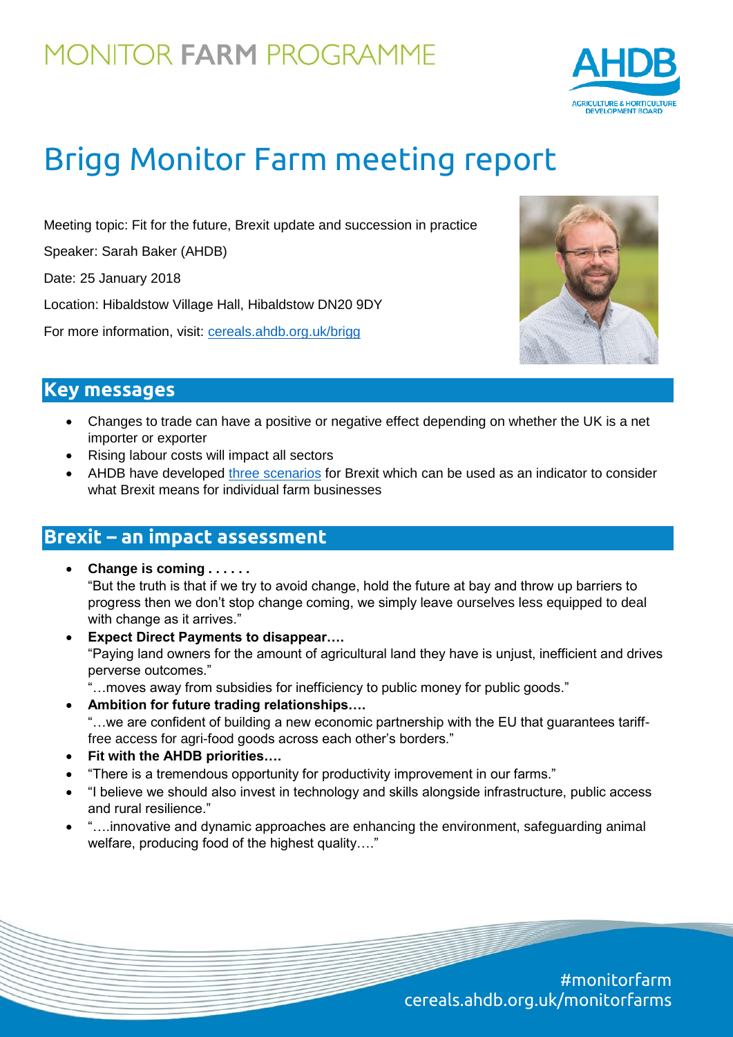MONITOR **FARM** PROGRAMME

# Brigg Monitor Farm meeting report

Meeting topic: Fit for the future, Brexit update and succession in practice

Speaker: Sarah Baker (AHDB)

Date: 25 January 2018

Location: Hibaldstow Village Hall, Hibaldstow DN20 9DY

For more information, visit: cereals.ahdb.org.uk/brigg

## Key messages

- Changes to trade can have a positive or negative effect depending on whether the UK is a net importer or exporter
- Rising labour costs will impact all sectors
- AHDB have developed three scenarios for Brexit which can be used as an indicator to consider what Brexit means for individual farm businesses

## Brexit – an impact assessment

- **Change is coming . . . . . .**
  "But the truth is that if we try to avoid change, hold the future at bay and throw up barriers to progress then we don't stop change coming, we simply leave ourselves less equipped to deal with change as it arrives."
- **Expect Direct Payments to disappear….**
  "Paying land owners for the amount of agricultural land they have is unjust, inefficient and drives perverse outcomes."
  "…moves away from subsidies for inefficiency to public money for public goods."
- **Ambition for future trading relationships….**
  "…we are confident of building a new economic partnership with the EU that guarantees tariff-free access for agri-food goods across each other's borders."
- **Fit with the AHDB priorities….**
- "There is a tremendous opportunity for productivity improvement in our farms."
- "I believe we should also invest in technology and skills alongside infrastructure, public access and rural resilience."
- "….innovative and dynamic approaches are enhancing the environment, safeguarding animal welfare, producing food of the highest quality…."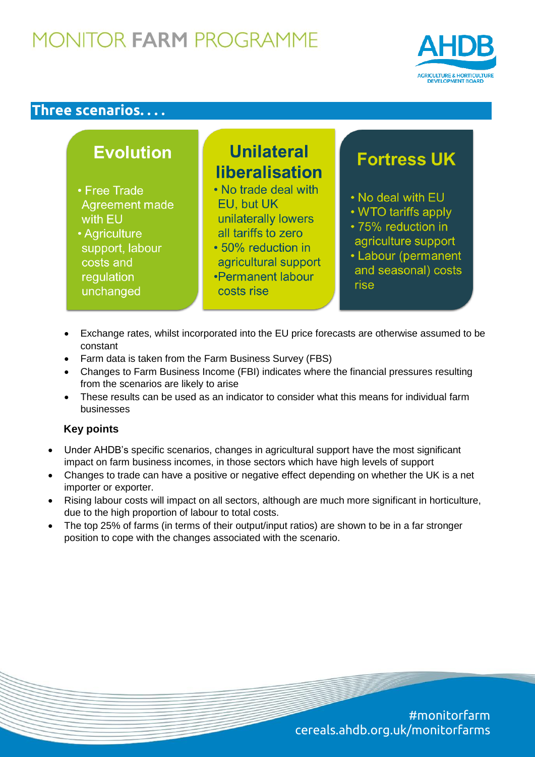## Three scenarios. . . .

### Evolution

- Free Trade Agreement made with EU
- Agriculture support, labour costs and regulation unchanged

### Unilateral liberalisation

- No trade deal with EU, but UK unilaterally lowers all tariffs to zero
- 50% reduction in agricultural support
- Permanent labour costs rise

### Fortress UK

- No deal with EU
- WTO tariffs apply
- 75% reduction in agriculture support
- Labour (permanent and seasonal) costs rise

---

- Exchange rates, whilst incorporated into the EU price forecasts are otherwise assumed to be constant
- Farm data is taken from the Farm Business Survey (FBS)
- Changes to Farm Business Income (FBI) indicates where the financial pressures resulting from the scenarios are likely to arise
- These results can be used as an indicator to consider what this means for individual farm businesses

**Key points**

- Under AHDB's specific scenarios, changes in agricultural support have the most significant impact on farm business incomes, in those sectors which have high levels of support
- Changes to trade can have a positive or negative effect depending on whether the UK is a net importer or exporter.
- Rising labour costs will impact on all sectors, although are much more significant in horticulture, due to the high proportion of labour to total costs.
- The top 25% of farms (in terms of their output/input ratios) are shown to be in a far stronger position to cope with the changes associated with the scenario.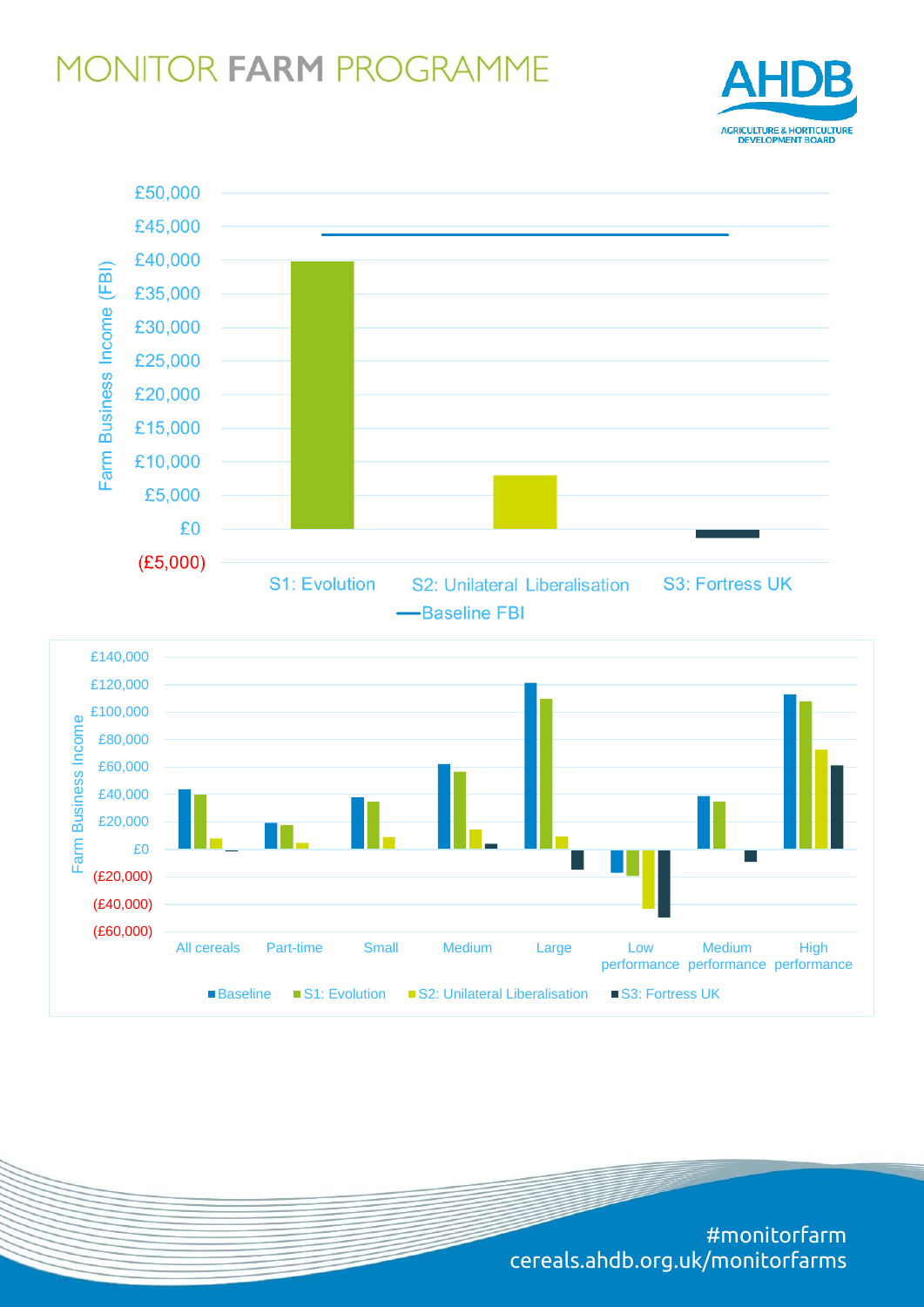# MONITOR FARM PROGRAMME

Farm Business Income (FBI)

£50,000
£45,000
£40,000
£35,000
£30,000
£25,000
£20,000
£15,000
£10,000
£5,000
£0
(£5,000)

S1: Evolution | S2: Unilateral Liberalisation | S3: Fortress UK

Baseline FBI

Farm Business Income

£140,000
£120,000
£100,000
£80,000
£60,000
£40,000
£20,000
£0
(£20,000)
(£40,000)
(£60,000)

All cereals | Part-time | Small | Medium | Large | Low performance | Medium performance | High performance

Baseline | S1: Evolution | S2: Unilateral Liberalisation | S3: Fortress UK

#monitorfarm
cereals.ahdb.org.uk/monitorfarms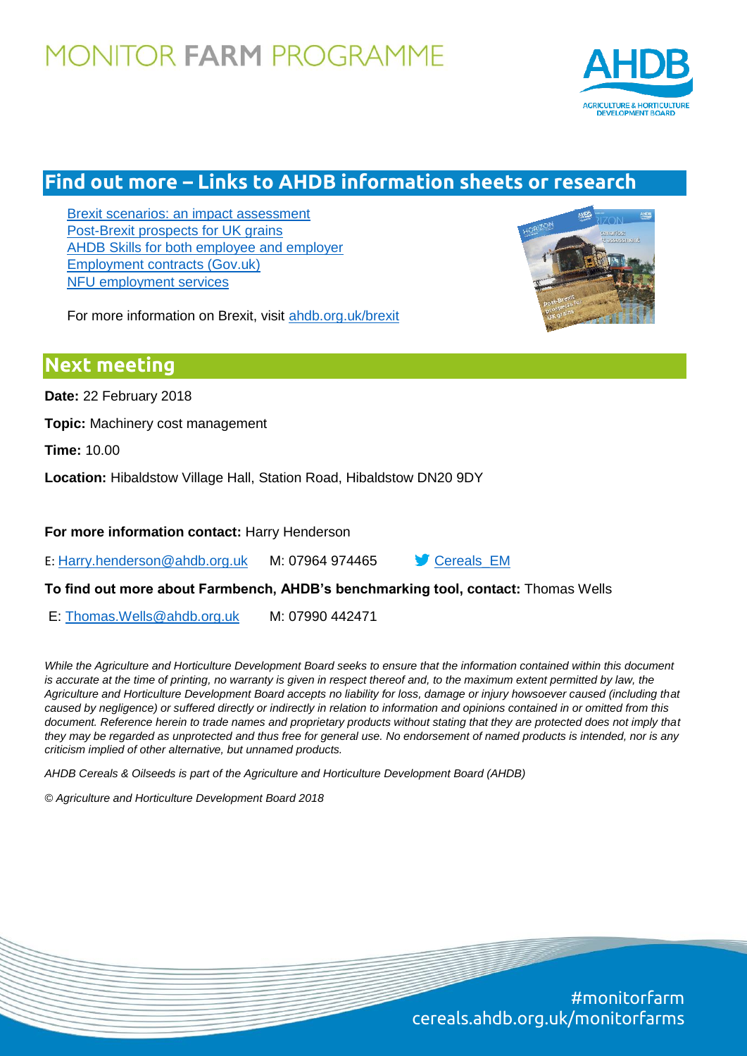# MONITOR FARM PROGRAMME

## Find out more – Links to AHDB information sheets or research

- Brexit scenarios: an impact assessment
- Post-Brexit prospects for UK grains
- AHDB Skills for both employee and employer
- Employment contracts (Gov.uk)
- NFU employment services

For more information on Brexit, visit ahdb.org.uk/brexit

## Next meeting

**Date:** 22 February 2018

**Topic:** Machinery cost management

**Time:** 10.00

**Location:** Hibaldstow Village Hall, Station Road, Hibaldstow DN20 9DY

**For more information contact:** Harry Henderson

E: Harry.henderson@ahdb.org.uk M: 07964 974465 Cereals_EM

**To find out more about Farmbench, AHDB's benchmarking tool, contact:** Thomas Wells

E: Thomas.Wells@ahdb.org.uk M: 07990 442471

*While the Agriculture and Horticulture Development Board seeks to ensure that the information contained within this document is accurate at the time of printing, no warranty is given in respect thereof and, to the maximum extent permitted by law, the Agriculture and Horticulture Development Board accepts no liability for loss, damage or injury howsoever caused (including that caused by negligence) or suffered directly or indirectly in relation to information and opinions contained in or omitted from this document. Reference herein to trade names and proprietary products without stating that they are protected does not imply that they may be regarded as unprotected and thus free for general use. No endorsement of named products is intended, nor is any criticism implied of other alternative, but unnamed products.*

*AHDB Cereals & Oilseeds is part of the Agriculture and Horticulture Development Board (AHDB)*

*© Agriculture and Horticulture Development Board 2018*

#monitorfarm
cereals.ahdb.org.uk/monitorfarms